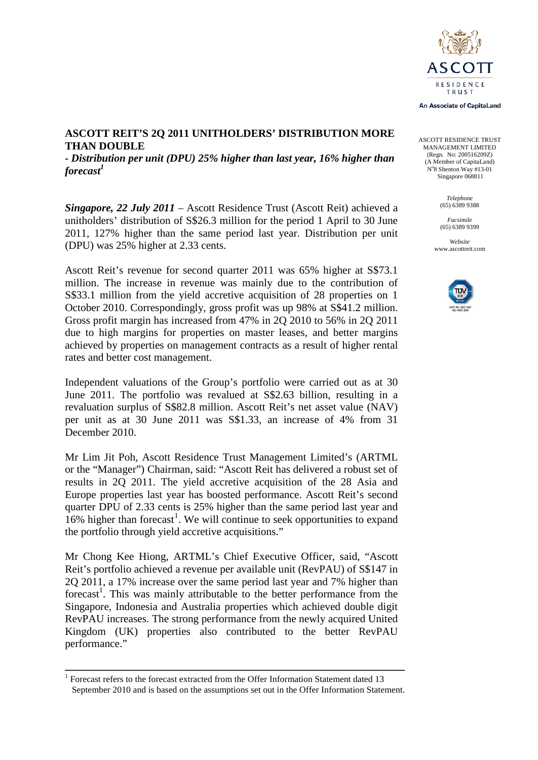ASCOTT RESIDENCE TRUST MANAGEMENT LIMITED
(Regn. No: 200516209Z)
(A Member of CapitaLand)
N°8 Shenton Way #13-01
Singapore 068811

*Telephone*
(65) 6389 9388

*Facsimile*
(65) 6389 9399

*Website*
www.ascottreit.com

# ASCOTT REIT'S 2Q 2011 UNITHOLDERS' DISTRIBUTION MORE THAN DOUBLE

***- Distribution per unit (DPU) 25% higher than last year, 16% higher than forecast[1]***

***Singapore, 22 July 2011*** – Ascott Residence Trust (Ascott Reit) achieved a unitholders' distribution of S$26.3 million for the period 1 April to 30 June 2011, 127% higher than the same period last year. Distribution per unit (DPU) was 25% higher at 2.33 cents.

Ascott Reit's revenue for second quarter 2011 was 65% higher at S$73.1 million. The increase in revenue was mainly due to the contribution of S$33.1 million from the yield accretive acquisition of 28 properties on 1 October 2010. Correspondingly, gross profit was up 98% at S$41.2 million. Gross profit margin has increased from 47% in 2Q 2010 to 56% in 2Q 2011 due to high margins for properties on master leases, and better margins achieved by properties on management contracts as a result of higher rental rates and better cost management.

Independent valuations of the Group's portfolio were carried out as at 30 June 2011. The portfolio was revalued at S$2.63 billion, resulting in a revaluation surplus of S$82.8 million. Ascott Reit's net asset value (NAV) per unit as at 30 June 2011 was S$1.33, an increase of 4% from 31 December 2010.

Mr Lim Jit Poh, Ascott Residence Trust Management Limited's (ARTML or the "Manager") Chairman, said: "Ascott Reit has delivered a robust set of results in 2Q 2011. The yield accretive acquisition of the 28 Asia and Europe properties last year has boosted performance. Ascott Reit's second quarter DPU of 2.33 cents is 25% higher than the same period last year and 16% higher than forecast[1]. We will continue to seek opportunities to expand the portfolio through yield accretive acquisitions."

Mr Chong Kee Hiong, ARTML's Chief Executive Officer, said, "Ascott Reit's portfolio achieved a revenue per available unit (RevPAU) of S$147 in 2Q 2011, a 17% increase over the same period last year and 7% higher than forecast[1]. This was mainly attributable to the better performance from the Singapore, Indonesia and Australia properties which achieved double digit RevPAU increases. The strong performance from the newly acquired United Kingdom (UK) properties also contributed to the better RevPAU performance."

---

[1] Forecast refers to the forecast extracted from the Offer Information Statement dated 13 September 2010 and is based on the assumptions set out in the Offer Information Statement.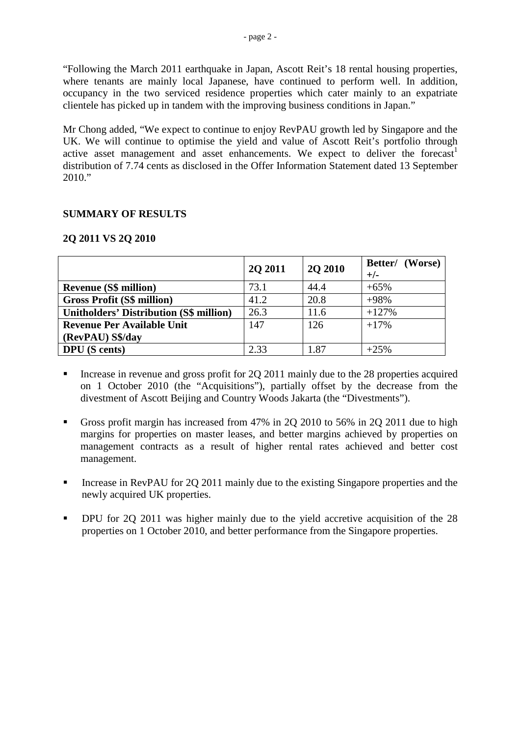"Following the March 2011 earthquake in Japan, Ascott Reit's 18 rental housing properties, where tenants are mainly local Japanese, have continued to perform well. In addition, occupancy in the two serviced residence properties which cater mainly to an expatriate clientele has picked up in tandem with the improving business conditions in Japan."

Mr Chong added, "We expect to continue to enjoy RevPAU growth led by Singapore and the UK. We will continue to optimise the yield and value of Ascott Reit's portfolio through active asset management and asset enhancements. We expect to deliver the forecast[1] distribution of 7.74 cents as disclosed in the Offer Information Statement dated 13 September 2010."

## SUMMARY OF RESULTS

### 2Q 2011 VS 2Q 2010

| | 2Q 2011 | 2Q 2010 | Better/ (Worse) +/- |
|---|---|---|---|
| **Revenue (S$ million)** | 73.1 | 44.4 | +65% |
| **Gross Profit (S$ million)** | 41.2 | 20.8 | +98% |
| **Unitholders' Distribution (S$ million)** | 26.3 | 11.6 | +127% |
| **Revenue Per Available Unit (RevPAU) S$/day** | 147 | 126 | +17% |
| **DPU (S cents)** | 2.33 | 1.87 | +25% |

- Increase in revenue and gross profit for 2Q 2011 mainly due to the 28 properties acquired on 1 October 2010 (the "Acquisitions"), partially offset by the decrease from the divestment of Ascott Beijing and Country Woods Jakarta (the "Divestments").

- Gross profit margin has increased from 47% in 2Q 2010 to 56% in 2Q 2011 due to high margins for properties on master leases, and better margins achieved by properties on management contracts as a result of higher rental rates achieved and better cost management.

- Increase in RevPAU for 2Q 2011 mainly due to the existing Singapore properties and the newly acquired UK properties.

- DPU for 2Q 2011 was higher mainly due to the yield accretive acquisition of the 28 properties on 1 October 2010, and better performance from the Singapore properties.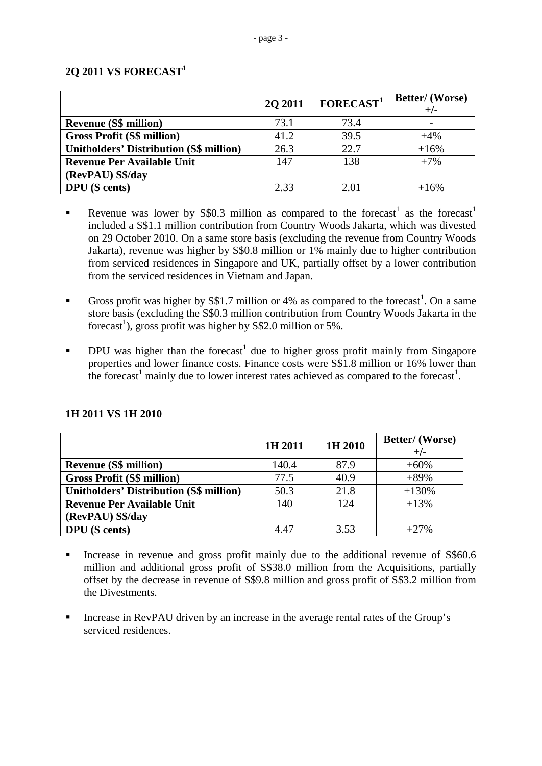## 2Q 2011 VS FORECAST[1]

| | 2Q 2011 | FORECAST[1] | Better/ (Worse) +/- |
|---|---|---|---|
| **Revenue (S$ million)** | 73.1 | 73.4 | - |
| **Gross Profit (S$ million)** | 41.2 | 39.5 | +4% |
| **Unitholders' Distribution (S$ million)** | 26.3 | 22.7 | +16% |
| **Revenue Per Available Unit (RevPAU) S$/day** | 147 | 138 | +7% |
| **DPU (S cents)** | 2.33 | 2.01 | +16% |

- Revenue was lower by S$0.3 million as compared to the forecast[1] as the forecast[1] included a S$1.1 million contribution from Country Woods Jakarta, which was divested on 29 October 2010. On a same store basis (excluding the revenue from Country Woods Jakarta), revenue was higher by S$0.8 million or 1% mainly due to higher contribution from serviced residences in Singapore and UK, partially offset by a lower contribution from the serviced residences in Vietnam and Japan.

- Gross profit was higher by S$1.7 million or 4% as compared to the forecast[1]. On a same store basis (excluding the S$0.3 million contribution from Country Woods Jakarta in the forecast[1]), gross profit was higher by S$2.0 million or 5%.

- DPU was higher than the forecast[1] due to higher gross profit mainly from Singapore properties and lower finance costs. Finance costs were S$1.8 million or 16% lower than the forecast[1] mainly due to lower interest rates achieved as compared to the forecast[1].

## 1H 2011 VS 1H 2010

| | 1H 2011 | 1H 2010 | Better/ (Worse) +/- |
|---|---|---|---|
| **Revenue (S$ million)** | 140.4 | 87.9 | +60% |
| **Gross Profit (S$ million)** | 77.5 | 40.9 | +89% |
| **Unitholders' Distribution (S$ million)** | 50.3 | 21.8 | +130% |
| **Revenue Per Available Unit (RevPAU) S$/day** | 140 | 124 | +13% |
| **DPU (S cents)** | 4.47 | 3.53 | +27% |

- Increase in revenue and gross profit mainly due to the additional revenue of S$60.6 million and additional gross profit of S$38.0 million from the Acquisitions, partially offset by the decrease in revenue of S$9.8 million and gross profit of S$3.2 million from the Divestments.

- Increase in RevPAU driven by an increase in the average rental rates of the Group's serviced residences.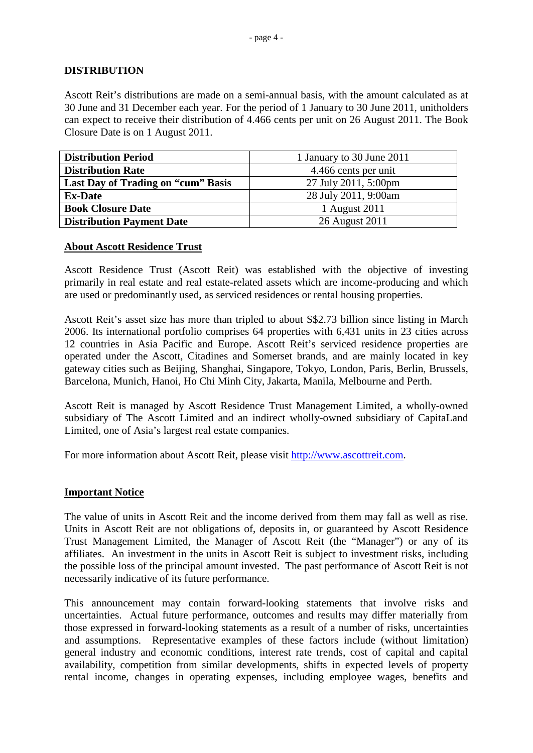## DISTRIBUTION

Ascott Reit's distributions are made on a semi-annual basis, with the amount calculated as at 30 June and 31 December each year. For the period of 1 January to 30 June 2011, unitholders can expect to receive their distribution of 4.466 cents per unit on 26 August 2011. The Book Closure Date is on 1 August 2011.

| | |
|---|---|
| **Distribution Period** | 1 January to 30 June 2011 |
| **Distribution Rate** | 4.466 cents per unit |
| **Last Day of Trading on "cum" Basis** | 27 July 2011, 5:00pm |
| **Ex-Date** | 28 July 2011, 9:00am |
| **Book Closure Date** | 1 August 2011 |
| **Distribution Payment Date** | 26 August 2011 |

## About Ascott Residence Trust

Ascott Residence Trust (Ascott Reit) was established with the objective of investing primarily in real estate and real estate-related assets which are income-producing and which are used or predominantly used, as serviced residences or rental housing properties.

Ascott Reit's asset size has more than tripled to about S$2.73 billion since listing in March 2006. Its international portfolio comprises 64 properties with 6,431 units in 23 cities across 12 countries in Asia Pacific and Europe. Ascott Reit's serviced residence properties are operated under the Ascott, Citadines and Somerset brands, and are mainly located in key gateway cities such as Beijing, Shanghai, Singapore, Tokyo, London, Paris, Berlin, Brussels, Barcelona, Munich, Hanoi, Ho Chi Minh City, Jakarta, Manila, Melbourne and Perth.

Ascott Reit is managed by Ascott Residence Trust Management Limited, a wholly-owned subsidiary of The Ascott Limited and an indirect wholly-owned subsidiary of CapitaLand Limited, one of Asia's largest real estate companies.

For more information about Ascott Reit, please visit http://www.ascottreit.com.

## Important Notice

The value of units in Ascott Reit and the income derived from them may fall as well as rise. Units in Ascott Reit are not obligations of, deposits in, or guaranteed by Ascott Residence Trust Management Limited, the Manager of Ascott Reit (the "Manager") or any of its affiliates. An investment in the units in Ascott Reit is subject to investment risks, including the possible loss of the principal amount invested. The past performance of Ascott Reit is not necessarily indicative of its future performance.

This announcement may contain forward-looking statements that involve risks and uncertainties. Actual future performance, outcomes and results may differ materially from those expressed in forward-looking statements as a result of a number of risks, uncertainties and assumptions. Representative examples of these factors include (without limitation) general industry and economic conditions, interest rate trends, cost of capital and capital availability, competition from similar developments, shifts in expected levels of property rental income, changes in operating expenses, including employee wages, benefits and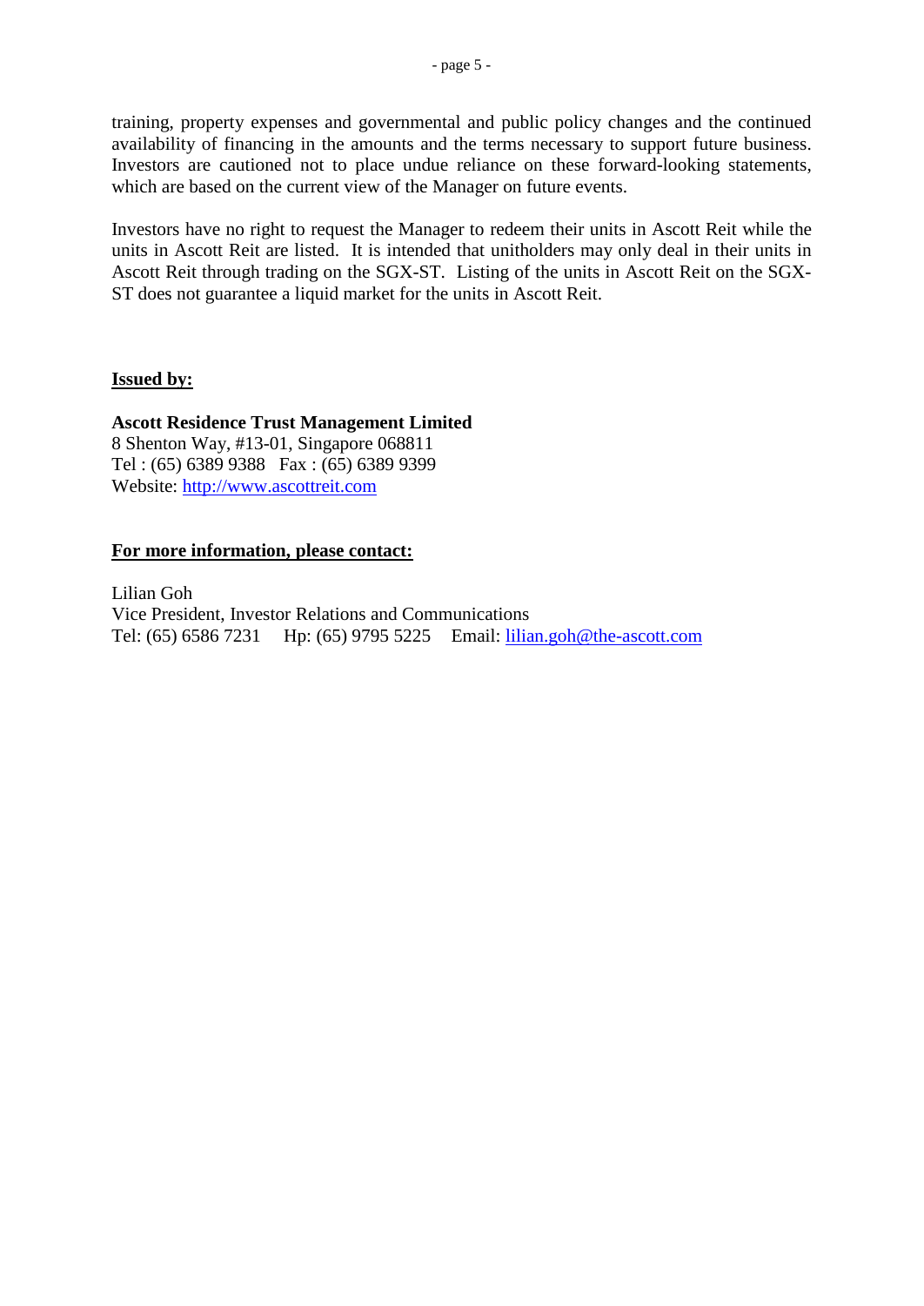training, property expenses and governmental and public policy changes and the continued availability of financing in the amounts and the terms necessary to support future business. Investors are cautioned not to place undue reliance on these forward-looking statements, which are based on the current view of the Manager on future events.

Investors have no right to request the Manager to redeem their units in Ascott Reit while the units in Ascott Reit are listed. It is intended that unitholders may only deal in their units in Ascott Reit through trading on the SGX-ST. Listing of the units in Ascott Reit on the SGX-ST does not guarantee a liquid market for the units in Ascott Reit.

**Issued by:**

**Ascott Residence Trust Management Limited**
8 Shenton Way, #13-01, Singapore 068811
Tel : (65) 6389 9388 Fax : (65) 6389 9399
Website: http://www.ascottreit.com

**For more information, please contact:**

Lilian Goh
Vice President, Investor Relations and Communications
Tel: (65) 6586 7231 Hp: (65) 9795 5225 Email: lilian.goh@the-ascott.com